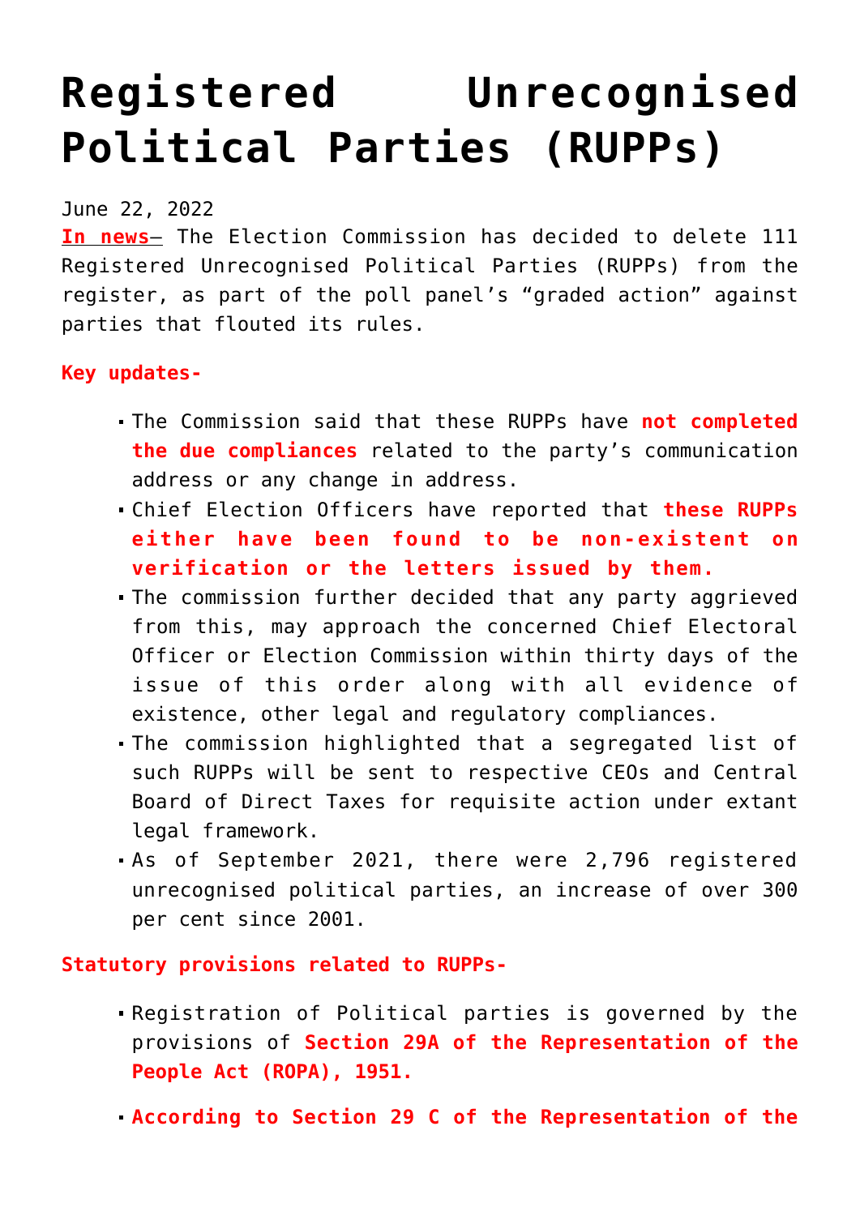# Registered Unrecognised Political Parties (RUPPs)

June 22, 2022

**In news**– The Election Commission has decided to delete 111 Registered Unrecognised Political Parties (RUPPs) from the register, as part of the poll panel's "graded action" against parties that flouted its rules.

**Key updates-**

- The Commission said that these RUPPs have **not completed the due compliances** related to the party's communication address or any change in address.
- Chief Election Officers have reported that **these RUPPs either have been found to be non-existent on verification or the letters issued by them.**
- The commission further decided that any party aggrieved from this, may approach the concerned Chief Electoral Officer or Election Commission within thirty days of the issue of this order along with all evidence of existence, other legal and regulatory compliances.
- The commission highlighted that a segregated list of such RUPPs will be sent to respective CEOs and Central Board of Direct Taxes for requisite action under extant legal framework.
- As of September 2021, there were 2,796 registered unrecognised political parties, an increase of over 300 per cent since 2001.

**Statutory provisions related to RUPPs-**

- Registration of Political parties is governed by the provisions of **Section 29A of the Representation of the People Act (ROPA), 1951.**
- **According to Section 29 C of the Representation of the**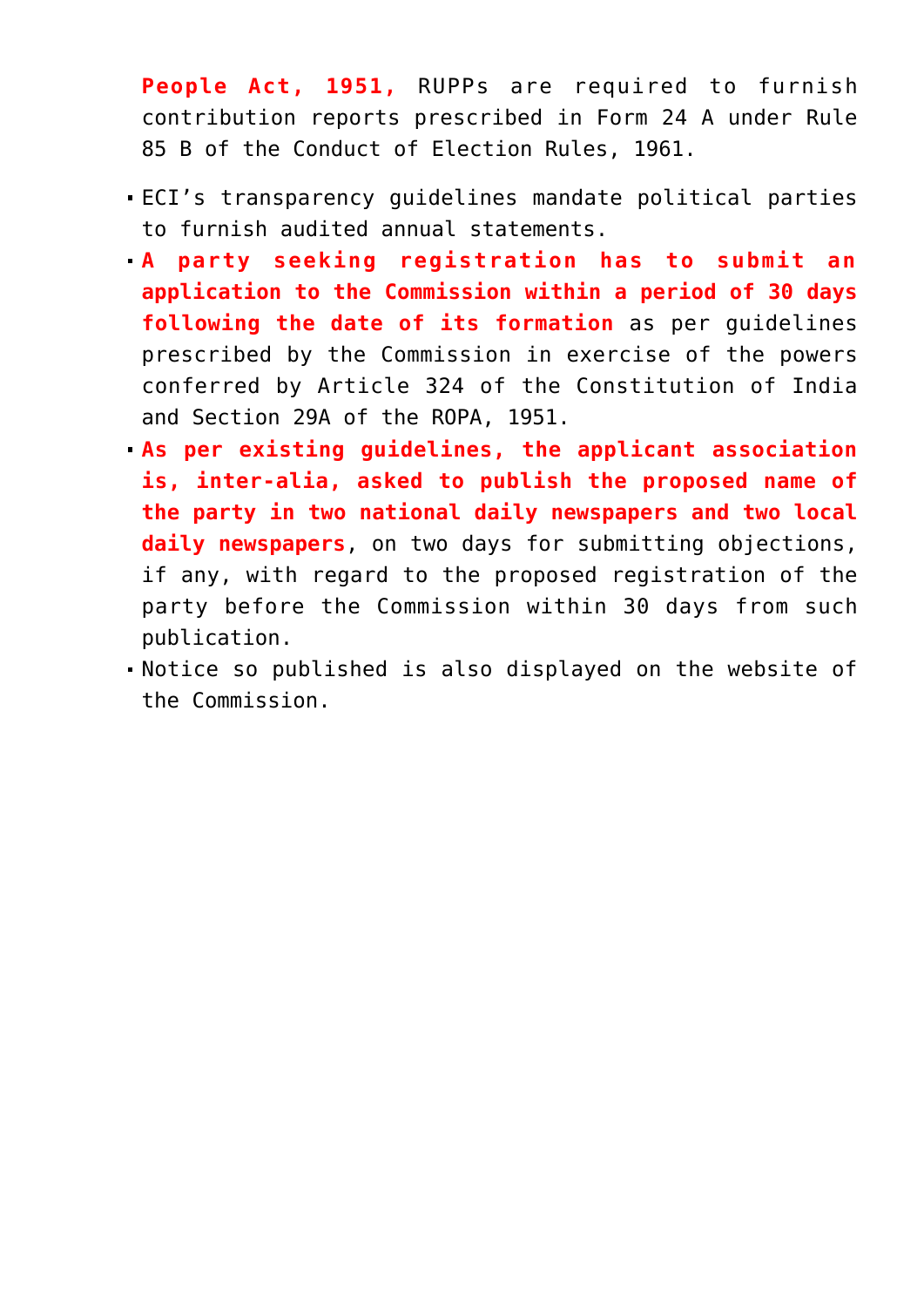**People Act, 1951,** RUPPs are required to furnish contribution reports prescribed in Form 24 A under Rule 85 B of the Conduct of Election Rules, 1961.

- ECI's transparency guidelines mandate political parties to furnish audited annual statements.
- **A party seeking registration has to submit an application to the Commission within a period of 30 days following the date of its formation** as per guidelines prescribed by the Commission in exercise of the powers conferred by Article 324 of the Constitution of India and Section 29A of the ROPA, 1951.
- **As per existing guidelines, the applicant association is, inter-alia, asked to publish the proposed name of the party in two national daily newspapers and two local daily newspapers**, on two days for submitting objections, if any, with regard to the proposed registration of the party before the Commission within 30 days from such publication.
- Notice so published is also displayed on the website of the Commission.